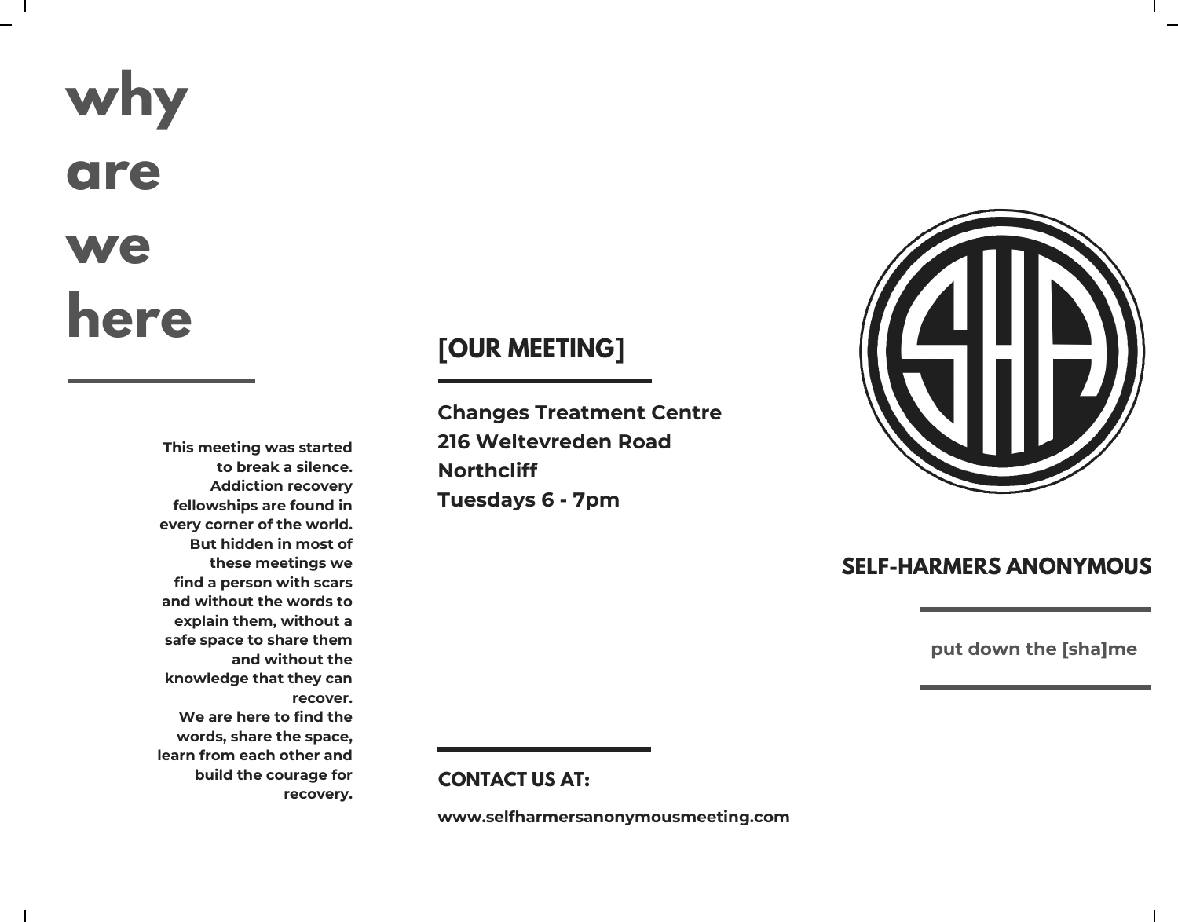# why are we here

This meeting was started to break a silence. Addiction recovery fellowships are found in every corner of the world. But hidden in most of these meetings we find a person with scars and without the words to explain them, without a safe space to share them and without the knowledge that they can recover.
We are here to find the words, share the space, learn from each other and build the courage for recovery.

## [OUR MEETING]

**Changes Treatment Centre**
**216 Weltevreden Road**
**Northcliff**
**Tuesdays 6 - 7pm**

## CONTACT US AT:

**www.selfharmersanonymousmeeting.com**

## SELF-HARMERS ANONYMOUS

**put down the [sha]me**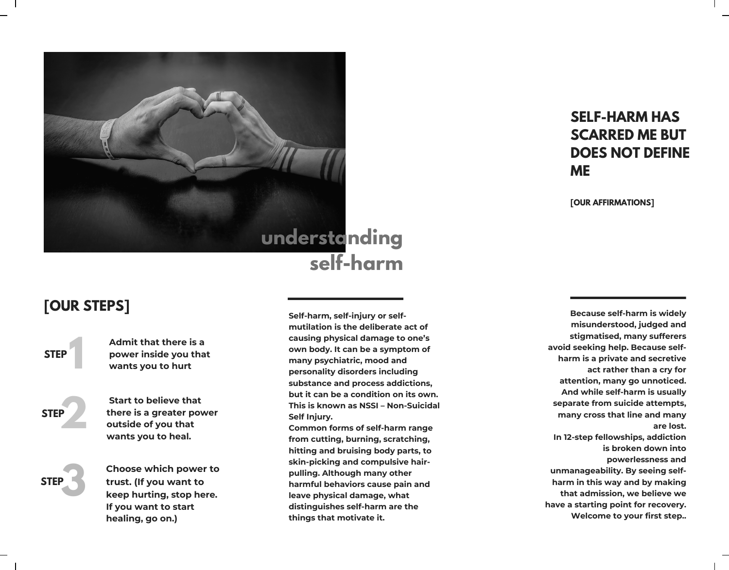# understanding self-harm

## [OUR STEPS]

**STEP 1** Admit that there is a power inside you that wants you to hurt

**STEP 2** Start to believe that there is a greater power outside of you that wants you to heal.

**STEP 3** Choose which power to trust. (If you want to keep hurting, stop here. If you want to start healing, go on.)

**Self-harm, self-injury or self-mutilation is the deliberate act of causing physical damage to one's own body. It can be a symptom of many psychiatric, mood and personality disorders including substance and process addictions, but it can be a condition on its own. This is known as NSSI – Non-Suicidal Self Injury.**
**Common forms of self-harm range from cutting, burning, scratching, hitting and bruising body parts, to skin-picking and compulsive hair-pulling. Although many other harmful behaviors cause pain and leave physical damage, what distinguishes self-harm are the things that motivate it.**

# SELF-HARM HAS SCARRED ME BUT DOES NOT DEFINE ME

**[OUR AFFIRMATIONS]**

**Because self-harm is widely misunderstood, judged and stigmatised, many sufferers avoid seeking help. Because self-harm is a private and secretive act rather than a cry for attention, many go unnoticed. And while self-harm is usually separate from suicide attempts, many cross that line and many are lost.**
**In 12-step fellowships, addiction is broken down into powerlessness and unmanageability. By seeing self-harm in this way and by making that admission, we believe we have a starting point for recovery. Welcome to your first step..**